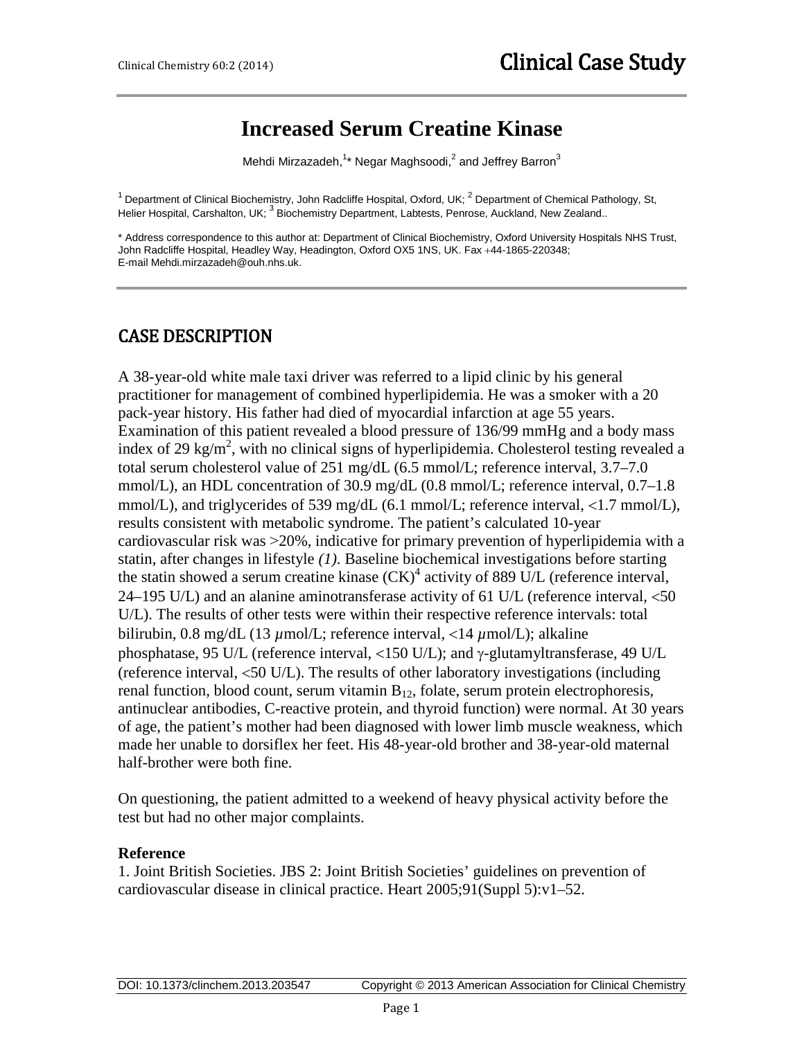# Increased Serum Creatine Kinase

Mehdi Mirzazadeh,[1]* Negar Maghsoodi,[2] and Jeffrey Barron[3]

[1] Department of Clinical Biochemistry, John Radcliffe Hospital, Oxford, UK; [2] Department of Chemical Pathology, St, Helier Hospital, Carshalton, UK; [3] Biochemistry Department, Labtests, Penrose, Auckland, New Zealand..

* Address correspondence to this author at: Department of Clinical Biochemistry, Oxford University Hospitals NHS Trust, John Radcliffe Hospital, Headley Way, Headington, Oxford OX5 1NS, UK. Fax +44-1865-220348; E-mail Mehdi.mirzazadeh@ouh.nhs.uk.

## CASE DESCRIPTION

A 38-year-old white male taxi driver was referred to a lipid clinic by his general practitioner for management of combined hyperlipidemia. He was a smoker with a 20 pack-year history. His father had died of myocardial infarction at age 55 years. Examination of this patient revealed a blood pressure of 136/99 mmHg and a body mass index of 29 kg/m$^2$, with no clinical signs of hyperlipidemia. Cholesterol testing revealed a total serum cholesterol value of 251 mg/dL (6.5 mmol/L; reference interval, 3.7–7.0 mmol/L), an HDL concentration of 30.9 mg/dL (0.8 mmol/L; reference interval, 0.7–1.8 mmol/L), and triglycerides of 539 mg/dL (6.1 mmol/L; reference interval, <1.7 mmol/L), results consistent with metabolic syndrome. The patient's calculated 10-year cardiovascular risk was >20%, indicative for primary prevention of hyperlipidemia with a statin, after changes in lifestyle *(1)*. Baseline biochemical investigations before starting the statin showed a serum creatine kinase (CK)[4] activity of 889 U/L (reference interval, 24–195 U/L) and an alanine aminotransferase activity of 61 U/L (reference interval, <50 U/L). The results of other tests were within their respective reference intervals: total bilirubin, 0.8 mg/dL (13 $\mu$mol/L; reference interval, <14 $\mu$mol/L); alkaline phosphatase, 95 U/L (reference interval, <150 U/L); and $\gamma$-glutamyltransferase, 49 U/L (reference interval, <50 U/L). The results of other laboratory investigations (including renal function, blood count, serum vitamin $B_{12}$, folate, serum protein electrophoresis, antinuclear antibodies, C-reactive protein, and thyroid function) were normal. At 30 years of age, the patient's mother had been diagnosed with lower limb muscle weakness, which made her unable to dorsiflex her feet. His 48-year-old brother and 38-year-old maternal half-brother were both fine.

On questioning, the patient admitted to a weekend of heavy physical activity before the test but had no other major complaints.

**Reference**

1. Joint British Societies. JBS 2: Joint British Societies' guidelines on prevention of cardiovascular disease in clinical practice. Heart 2005;91(Suppl 5):v1–52.

DOI: 10.1373/clinchem.2013.203547 Copyright © 2013 American Association for Clinical Chemistry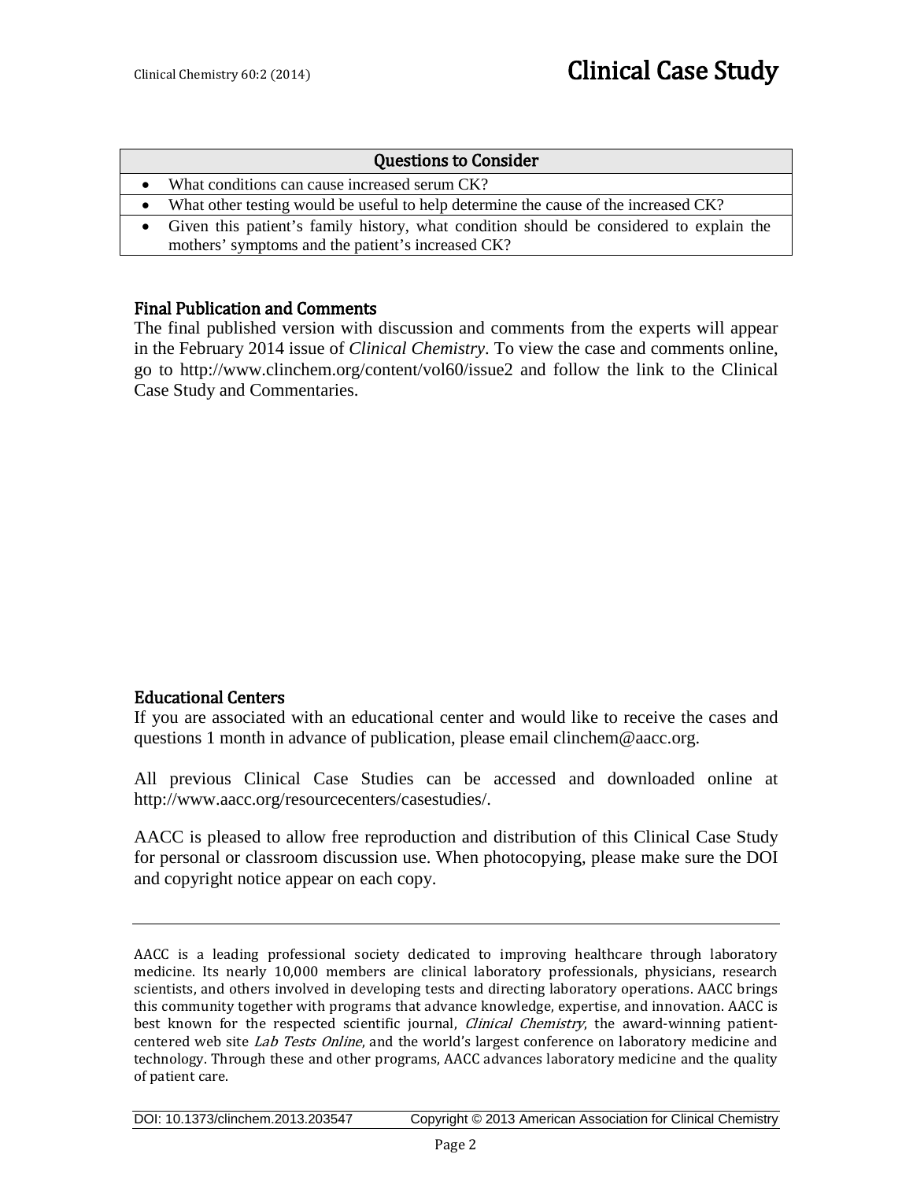| Questions to Consider |
| --- |
| • What conditions can cause increased serum CK? |
| • What other testing would be useful to help determine the cause of the increased CK? |
| • Given this patient's family history, what condition should be considered to explain the mothers' symptoms and the patient's increased CK? |

## Final Publication and Comments

The final published version with discussion and comments from the experts will appear in the February 2014 issue of *Clinical Chemistry*. To view the case and comments online, go to http://www.clinchem.org/content/vol60/issue2 and follow the link to the Clinical Case Study and Commentaries.

## Educational Centers

If you are associated with an educational center and would like to receive the cases and questions 1 month in advance of publication, please email clinchem@aacc.org.

All previous Clinical Case Studies can be accessed and downloaded online at http://www.aacc.org/resourcecenters/casestudies/.

AACC is pleased to allow free reproduction and distribution of this Clinical Case Study for personal or classroom discussion use. When photocopying, please make sure the DOI and copyright notice appear on each copy.

---

AACC is a leading professional society dedicated to improving healthcare through laboratory medicine. Its nearly 10,000 members are clinical laboratory professionals, physicians, research scientists, and others involved in developing tests and directing laboratory operations. AACC brings this community together with programs that advance knowledge, expertise, and innovation. AACC is best known for the respected scientific journal, *Clinical Chemistry*, the award-winning patient-centered web site *Lab Tests Online*, and the world's largest conference on laboratory medicine and technology. Through these and other programs, AACC advances laboratory medicine and the quality of patient care.

DOI: 10.1373/clinchem.2013.203547 Copyright © 2013 American Association for Clinical Chemistry